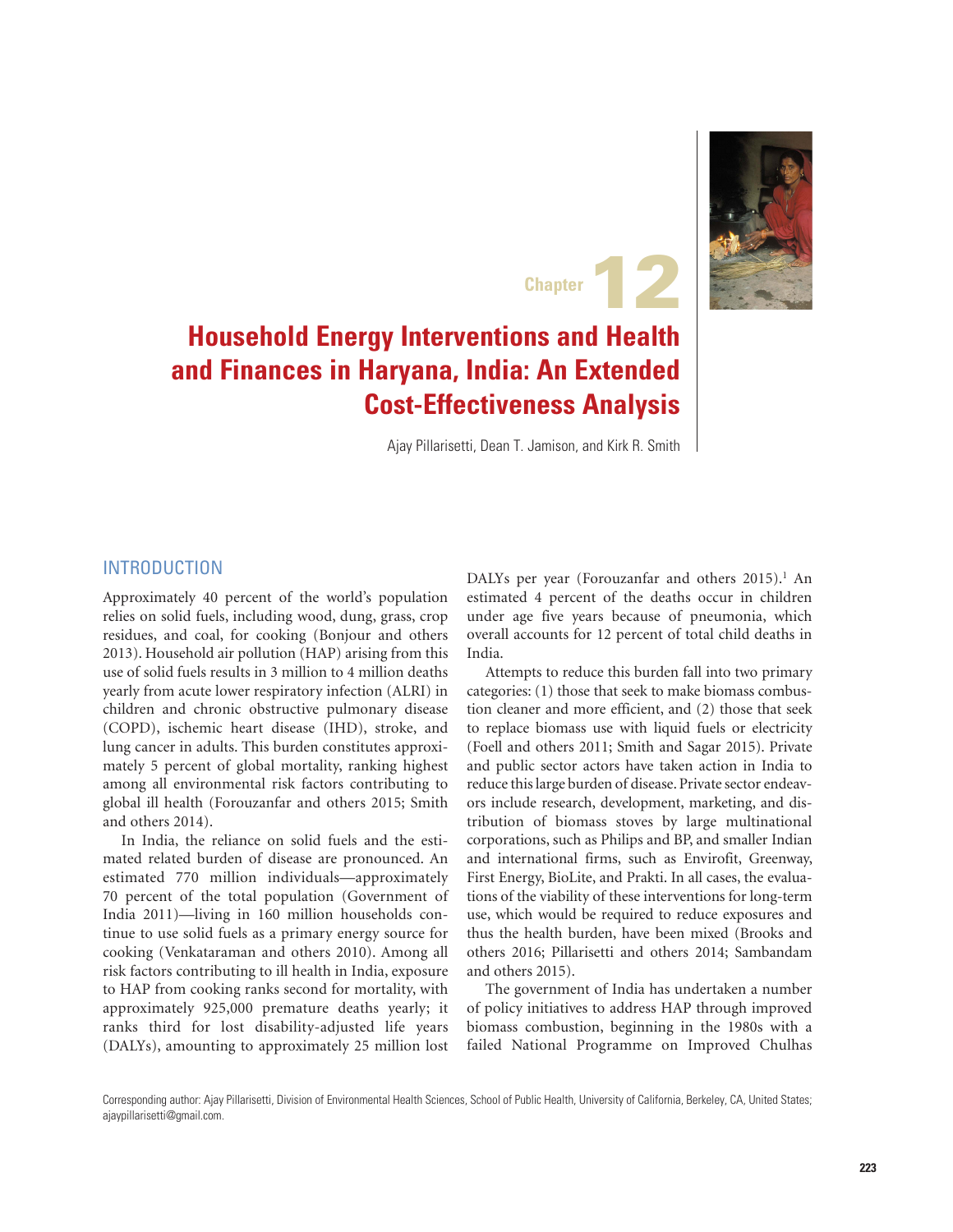Chapter 12

# Household Energy Interventions and Health and Finances in Haryana, India: An Extended Cost-Effectiveness Analysis

Ajay Pillarisetti, Dean T. Jamison, and Kirk R. Smith

## INTRODUCTION

Approximately 40 percent of the world's population relies on solid fuels, including wood, dung, grass, crop residues, and coal, for cooking (Bonjour and others 2013). Household air pollution (HAP) arising from this use of solid fuels results in 3 million to 4 million deaths yearly from acute lower respiratory infection (ALRI) in children and chronic obstructive pulmonary disease (COPD), ischemic heart disease (IHD), stroke, and lung cancer in adults. This burden constitutes approximately 5 percent of global mortality, ranking highest among all environmental risk factors contributing to global ill health (Forouzanfar and others 2015; Smith and others 2014).

In India, the reliance on solid fuels and the estimated related burden of disease are pronounced. An estimated 770 million individuals—approximately 70 percent of the total population (Government of India 2011)—living in 160 million households continue to use solid fuels as a primary energy source for cooking (Venkataraman and others 2010). Among all risk factors contributing to ill health in India, exposure to HAP from cooking ranks second for mortality, with approximately 925,000 premature deaths yearly; it ranks third for lost disability-adjusted life years (DALYs), amounting to approximately 25 million lost DALYs per year (Forouzanfar and others 2015).[1] An estimated 4 percent of the deaths occur in children under age five years because of pneumonia, which overall accounts for 12 percent of total child deaths in India.

Attempts to reduce this burden fall into two primary categories: (1) those that seek to make biomass combustion cleaner and more efficient, and (2) those that seek to replace biomass use with liquid fuels or electricity (Foell and others 2011; Smith and Sagar 2015). Private and public sector actors have taken action in India to reduce this large burden of disease. Private sector endeavors include research, development, marketing, and distribution of biomass stoves by large multinational corporations, such as Philips and BP, and smaller Indian and international firms, such as Envirofit, Greenway, First Energy, BioLite, and Prakti. In all cases, the evaluations of the viability of these interventions for long-term use, which would be required to reduce exposures and thus the health burden, have been mixed (Brooks and others 2016; Pillarisetti and others 2014; Sambandam and others 2015).

The government of India has undertaken a number of policy initiatives to address HAP through improved biomass combustion, beginning in the 1980s with a failed National Programme on Improved Chulhas

Corresponding author: Ajay Pillarisetti, Division of Environmental Health Sciences, School of Public Health, University of California, Berkeley, CA, United States; ajaypillarisetti@gmail.com.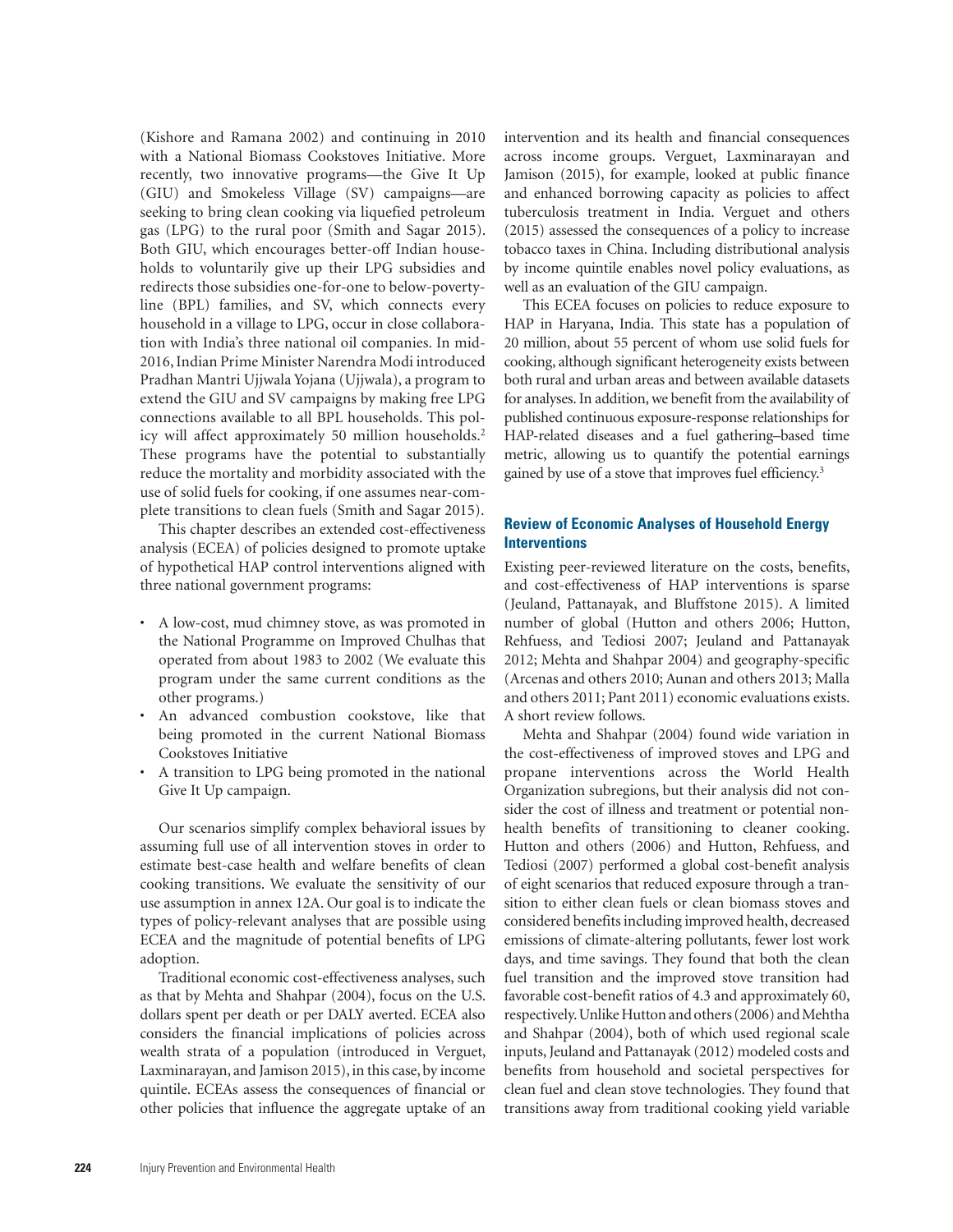(Kishore and Ramana 2002) and continuing in 2010 with a National Biomass Cookstoves Initiative. More recently, two innovative programs—the Give It Up (GIU) and Smokeless Village (SV) campaigns—are seeking to bring clean cooking via liquefied petroleum gas (LPG) to the rural poor (Smith and Sagar 2015). Both GIU, which encourages better-off Indian households to voluntarily give up their LPG subsidies and redirects those subsidies one-for-one to below-poverty-line (BPL) families, and SV, which connects every household in a village to LPG, occur in close collaboration with India's three national oil companies. In mid-2016, Indian Prime Minister Narendra Modi introduced Pradhan Mantri Ujjwala Yojana (Ujjwala), a program to extend the GIU and SV campaigns by making free LPG connections available to all BPL households. This policy will affect approximately 50 million households.[2] These programs have the potential to substantially reduce the mortality and morbidity associated with the use of solid fuels for cooking, if one assumes near-complete transitions to clean fuels (Smith and Sagar 2015).

This chapter describes an extended cost-effectiveness analysis (ECEA) of policies designed to promote uptake of hypothetical HAP control interventions aligned with three national government programs:

- A low-cost, mud chimney stove, as was promoted in the National Programme on Improved Chulhas that operated from about 1983 to 2002 (We evaluate this program under the same current conditions as the other programs.)
- An advanced combustion cookstove, like that being promoted in the current National Biomass Cookstoves Initiative
- A transition to LPG being promoted in the national Give It Up campaign.

Our scenarios simplify complex behavioral issues by assuming full use of all intervention stoves in order to estimate best-case health and welfare benefits of clean cooking transitions. We evaluate the sensitivity of our use assumption in annex 12A. Our goal is to indicate the types of policy-relevant analyses that are possible using ECEA and the magnitude of potential benefits of LPG adoption.

Traditional economic cost-effectiveness analyses, such as that by Mehta and Shahpar (2004), focus on the U.S. dollars spent per death or per DALY averted. ECEA also considers the financial implications of policies across wealth strata of a population (introduced in Verguet, Laxminarayan, and Jamison 2015), in this case, by income quintile. ECEAs assess the consequences of financial or other policies that influence the aggregate uptake of an intervention and its health and financial consequences across income groups. Verguet, Laxminarayan and Jamison (2015), for example, looked at public finance and enhanced borrowing capacity as policies to affect tuberculosis treatment in India. Verguet and others (2015) assessed the consequences of a policy to increase tobacco taxes in China. Including distributional analysis by income quintile enables novel policy evaluations, as well as an evaluation of the GIU campaign.

This ECEA focuses on policies to reduce exposure to HAP in Haryana, India. This state has a population of 20 million, about 55 percent of whom use solid fuels for cooking, although significant heterogeneity exists between both rural and urban areas and between available datasets for analyses. In addition, we benefit from the availability of published continuous exposure-response relationships for HAP-related diseases and a fuel gathering–based time metric, allowing us to quantify the potential earnings gained by use of a stove that improves fuel efficiency.[3]

## Review of Economic Analyses of Household Energy Interventions

Existing peer-reviewed literature on the costs, benefits, and cost-effectiveness of HAP interventions is sparse (Jeuland, Pattanayak, and Bluffstone 2015). A limited number of global (Hutton and others 2006; Hutton, Rehfuess, and Tediosi 2007; Jeuland and Pattanayak 2012; Mehta and Shahpar 2004) and geography-specific (Arcenas and others 2010; Aunan and others 2013; Malla and others 2011; Pant 2011) economic evaluations exists. A short review follows.

Mehta and Shahpar (2004) found wide variation in the cost-effectiveness of improved stoves and LPG and propane interventions across the World Health Organization subregions, but their analysis did not consider the cost of illness and treatment or potential non-health benefits of transitioning to cleaner cooking. Hutton and others (2006) and Hutton, Rehfuess, and Tediosi (2007) performed a global cost-benefit analysis of eight scenarios that reduced exposure through a transition to either clean fuels or clean biomass stoves and considered benefits including improved health, decreased emissions of climate-altering pollutants, fewer lost work days, and time savings. They found that both the clean fuel transition and the improved stove transition had favorable cost-benefit ratios of 4.3 and approximately 60, respectively. Unlike Hutton and others (2006) and Mehtha and Shahpar (2004), both of which used regional scale inputs, Jeuland and Pattanayak (2012) modeled costs and benefits from household and societal perspectives for clean fuel and clean stove technologies. They found that transitions away from traditional cooking yield variable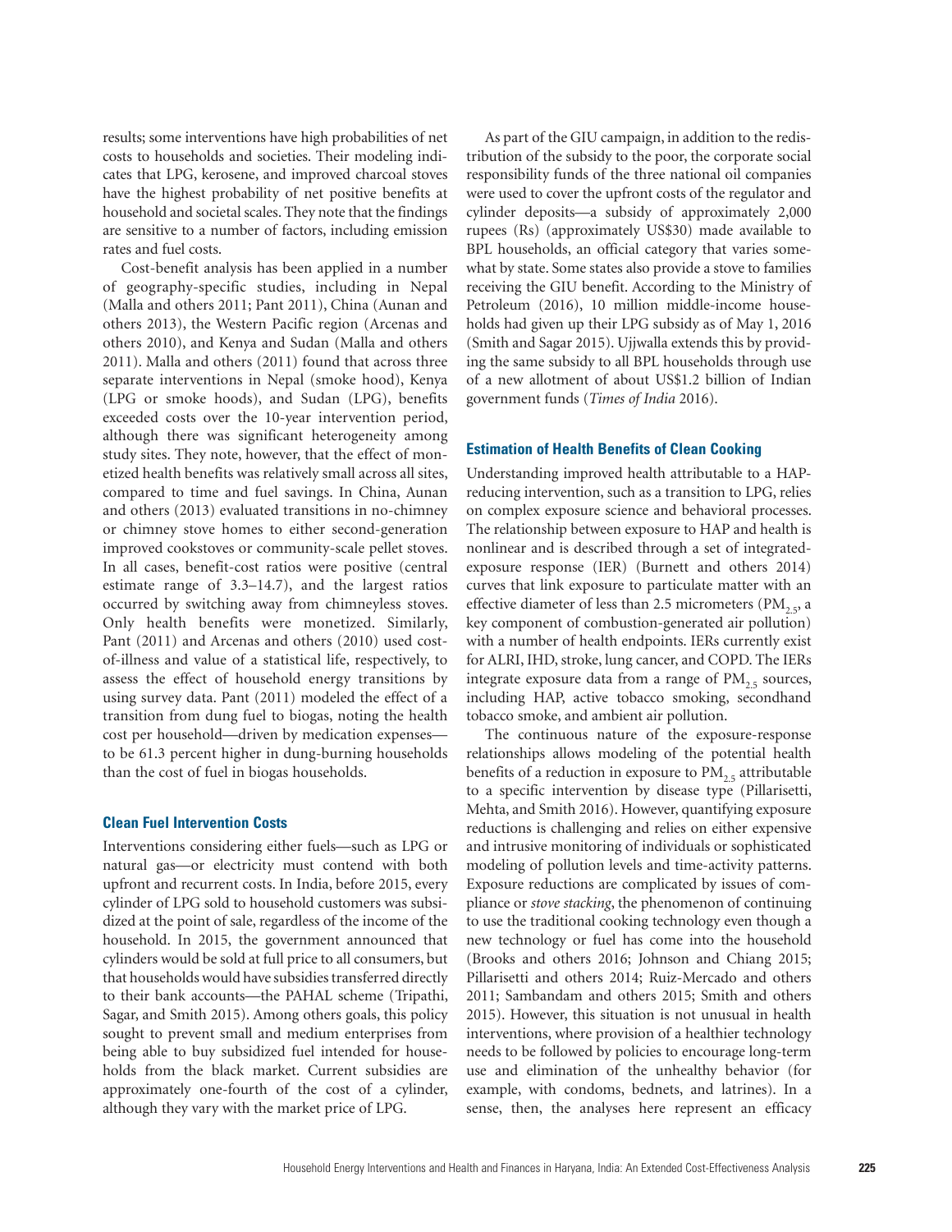results; some interventions have high probabilities of net costs to households and societies. Their modeling indicates that LPG, kerosene, and improved charcoal stoves have the highest probability of net positive benefits at household and societal scales. They note that the findings are sensitive to a number of factors, including emission rates and fuel costs.

Cost-benefit analysis has been applied in a number of geography-specific studies, including in Nepal (Malla and others 2011; Pant 2011), China (Aunan and others 2013), the Western Pacific region (Arcenas and others 2010), and Kenya and Sudan (Malla and others 2011). Malla and others (2011) found that across three separate interventions in Nepal (smoke hood), Kenya (LPG or smoke hoods), and Sudan (LPG), benefits exceeded costs over the 10-year intervention period, although there was significant heterogeneity among study sites. They note, however, that the effect of monetized health benefits was relatively small across all sites, compared to time and fuel savings. In China, Aunan and others (2013) evaluated transitions in no-chimney or chimney stove homes to either second-generation improved cookstoves or community-scale pellet stoves. In all cases, benefit-cost ratios were positive (central estimate range of 3.3–14.7), and the largest ratios occurred by switching away from chimneyless stoves. Only health benefits were monetized. Similarly, Pant (2011) and Arcenas and others (2010) used cost-of-illness and value of a statistical life, respectively, to assess the effect of household energy transitions by using survey data. Pant (2011) modeled the effect of a transition from dung fuel to biogas, noting the health cost per household—driven by medication expenses—to be 61.3 percent higher in dung-burning households than the cost of fuel in biogas households.

### Clean Fuel Intervention Costs

Interventions considering either fuels—such as LPG or natural gas—or electricity must contend with both upfront and recurrent costs. In India, before 2015, every cylinder of LPG sold to household customers was subsidized at the point of sale, regardless of the income of the household. In 2015, the government announced that cylinders would be sold at full price to all consumers, but that households would have subsidies transferred directly to their bank accounts—the PAHAL scheme (Tripathi, Sagar, and Smith 2015). Among others goals, this policy sought to prevent small and medium enterprises from being able to buy subsidized fuel intended for households from the black market. Current subsidies are approximately one-fourth of the cost of a cylinder, although they vary with the market price of LPG.

As part of the GIU campaign, in addition to the redistribution of the subsidy to the poor, the corporate social responsibility funds of the three national oil companies were used to cover the upfront costs of the regulator and cylinder deposits—a subsidy of approximately 2,000 rupees (Rs) (approximately US$30) made available to BPL households, an official category that varies somewhat by state. Some states also provide a stove to families receiving the GIU benefit. According to the Ministry of Petroleum (2016), 10 million middle-income households had given up their LPG subsidy as of May 1, 2016 (Smith and Sagar 2015). Ujjwalla extends this by providing the same subsidy to all BPL households through use of a new allotment of about US$1.2 billion of Indian government funds (*Times of India* 2016).

### Estimation of Health Benefits of Clean Cooking

Understanding improved health attributable to a HAP-reducing intervention, such as a transition to LPG, relies on complex exposure science and behavioral processes. The relationship between exposure to HAP and health is nonlinear and is described through a set of integrated-exposure response (IER) (Burnett and others 2014) curves that link exposure to particulate matter with an effective diameter of less than 2.5 micrometers ($PM_{2.5}$, a key component of combustion-generated air pollution) with a number of health endpoints. IERs currently exist for ALRI, IHD, stroke, lung cancer, and COPD. The IERs integrate exposure data from a range of $PM_{2.5}$ sources, including HAP, active tobacco smoking, secondhand tobacco smoke, and ambient air pollution.

The continuous nature of the exposure-response relationships allows modeling of the potential health benefits of a reduction in exposure to $PM_{2.5}$ attributable to a specific intervention by disease type (Pillarisetti, Mehta, and Smith 2016). However, quantifying exposure reductions is challenging and relies on either expensive and intrusive monitoring of individuals or sophisticated modeling of pollution levels and time-activity patterns. Exposure reductions are complicated by issues of compliance or *stove stacking*, the phenomenon of continuing to use the traditional cooking technology even though a new technology or fuel has come into the household (Brooks and others 2016; Johnson and Chiang 2015; Pillarisetti and others 2014; Ruiz-Mercado and others 2011; Sambandam and others 2015; Smith and others 2015). However, this situation is not unusual in health interventions, where provision of a healthier technology needs to be followed by policies to encourage long-term use and elimination of the unhealthy behavior (for example, with condoms, bednets, and latrines). In a sense, then, the analyses here represent an efficacy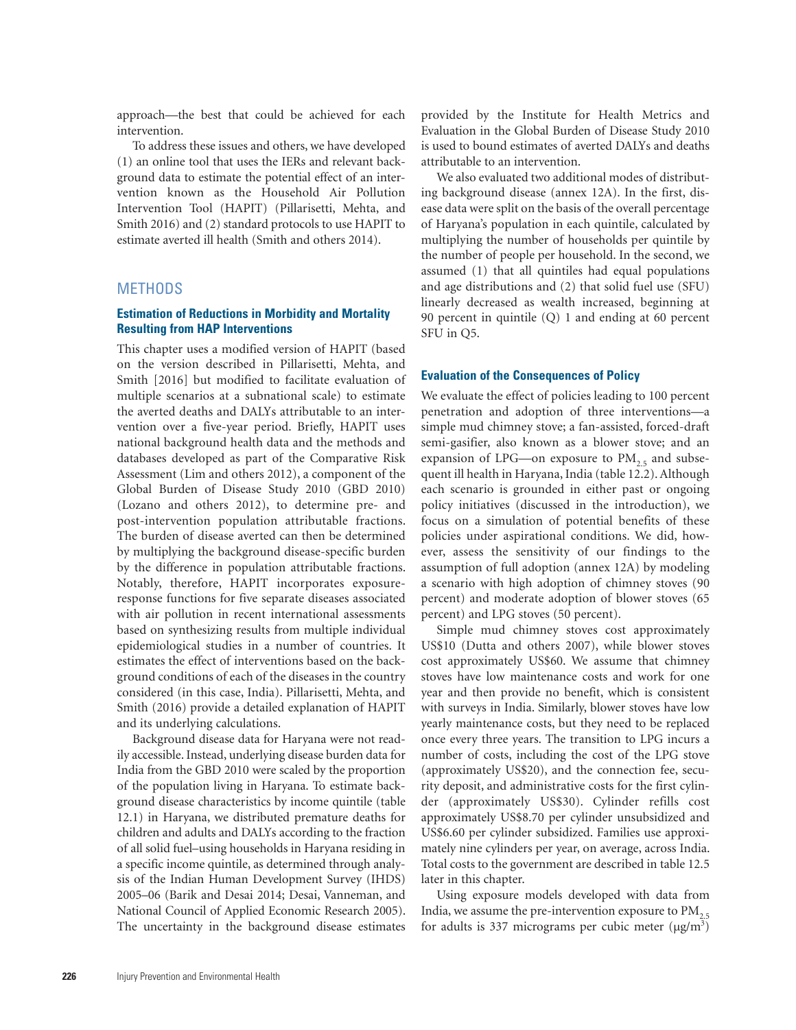approach—the best that could be achieved for each intervention.

To address these issues and others, we have developed (1) an online tool that uses the IERs and relevant background data to estimate the potential effect of an intervention known as the Household Air Pollution Intervention Tool (HAPIT) (Pillarisetti, Mehta, and Smith 2016) and (2) standard protocols to use HAPIT to estimate averted ill health (Smith and others 2014).

## METHODS

### Estimation of Reductions in Morbidity and Mortality Resulting from HAP Interventions

This chapter uses a modified version of HAPIT (based on the version described in Pillarisetti, Mehta, and Smith [2016] but modified to facilitate evaluation of multiple scenarios at a subnational scale) to estimate the averted deaths and DALYs attributable to an intervention over a five-year period. Briefly, HAPIT uses national background health data and the methods and databases developed as part of the Comparative Risk Assessment (Lim and others 2012), a component of the Global Burden of Disease Study 2010 (GBD 2010) (Lozano and others 2012), to determine pre- and post-intervention population attributable fractions. The burden of disease averted can then be determined by multiplying the background disease-specific burden by the difference in population attributable fractions. Notably, therefore, HAPIT incorporates exposure-response functions for five separate diseases associated with air pollution in recent international assessments based on synthesizing results from multiple individual epidemiological studies in a number of countries. It estimates the effect of interventions based on the background conditions of each of the diseases in the country considered (in this case, India). Pillarisetti, Mehta, and Smith (2016) provide a detailed explanation of HAPIT and its underlying calculations.

Background disease data for Haryana were not readily accessible. Instead, underlying disease burden data for India from the GBD 2010 were scaled by the proportion of the population living in Haryana. To estimate background disease characteristics by income quintile (table 12.1) in Haryana, we distributed premature deaths for children and adults and DALYs according to the fraction of all solid fuel–using households in Haryana residing in a specific income quintile, as determined through analysis of the Indian Human Development Survey (IHDS) 2005–06 (Barik and Desai 2014; Desai, Vanneman, and National Council of Applied Economic Research 2005). The uncertainty in the background disease estimates provided by the Institute for Health Metrics and Evaluation in the Global Burden of Disease Study 2010 is used to bound estimates of averted DALYs and deaths attributable to an intervention.

We also evaluated two additional modes of distributing background disease (annex 12A). In the first, disease data were split on the basis of the overall percentage of Haryana's population in each quintile, calculated by multiplying the number of households per quintile by the number of people per household. In the second, we assumed (1) that all quintiles had equal populations and age distributions and (2) that solid fuel use (SFU) linearly decreased as wealth increased, beginning at 90 percent in quintile (Q) 1 and ending at 60 percent SFU in Q5.

### Evaluation of the Consequences of Policy

We evaluate the effect of policies leading to 100 percent penetration and adoption of three interventions—a simple mud chimney stove; a fan-assisted, forced-draft semi-gasifier, also known as a blower stove; and an expansion of LPG—on exposure to $PM_{2.5}$ and subsequent ill health in Haryana, India (table 12.2). Although each scenario is grounded in either past or ongoing policy initiatives (discussed in the introduction), we focus on a simulation of potential benefits of these policies under aspirational conditions. We did, however, assess the sensitivity of our findings to the assumption of full adoption (annex 12A) by modeling a scenario with high adoption of chimney stoves (90 percent) and moderate adoption of blower stoves (65 percent) and LPG stoves (50 percent).

Simple mud chimney stoves cost approximately US$10 (Dutta and others 2007), while blower stoves cost approximately US$60. We assume that chimney stoves have low maintenance costs and work for one year and then provide no benefit, which is consistent with surveys in India. Similarly, blower stoves have low yearly maintenance costs, but they need to be replaced once every three years. The transition to LPG incurs a number of costs, including the cost of the LPG stove (approximately US$20), and the connection fee, security deposit, and administrative costs for the first cylinder (approximately US$30). Cylinder refills cost approximately US$8.70 per cylinder unsubsidized and US$6.60 per cylinder subsidized. Families use approximately nine cylinders per year, on average, across India. Total costs to the government are described in table 12.5 later in this chapter.

Using exposure models developed with data from India, we assume the pre-intervention exposure to $PM_{2.5}$ for adults is 337 micrograms per cubic meter ($\mu g/m^3$)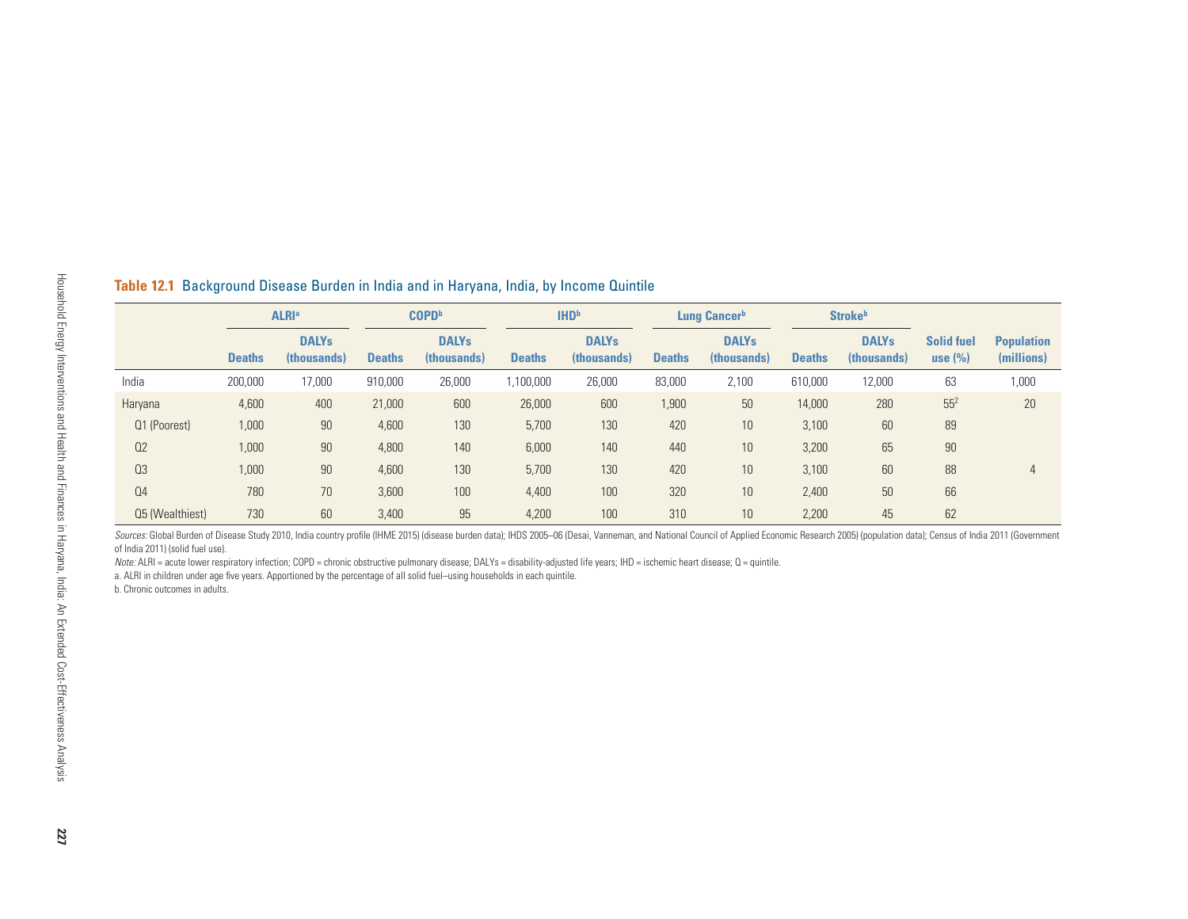**Table 12.1** Background Disease Burden in India and in Haryana, India, by Income Quintile

| | ALRI[a] | | COPD[b] | | IHD[b] | | Lung Cancer[b] | | Stroke[b] | | | |
|---|---|---|---|---|---|---|---|---|---|---|---|---|
| | **Deaths** | **DALYs (thousands)** | **Deaths** | **DALYs (thousands)** | **Deaths** | **DALYs (thousands)** | **Deaths** | **DALYs (thousands)** | **Deaths** | **DALYs (thousands)** | **Solid fuel use (%)** | **Population (millions)** |
| India | 200,000 | 17,000 | 910,000 | 26,000 | 1,100,000 | 26,000 | 83,000 | 2,100 | 610,000 | 12,000 | 63 | 1,000 |
| Haryana | 4,600 | 400 | 21,000 | 600 | 26,000 | 600 | 1,900 | 50 | 14,000 | 280 | 55[2] | 20 |
| Q1 (Poorest) | 1,000 | 90 | 4,600 | 130 | 5,700 | 130 | 420 | 10 | 3,100 | 60 | 89 | |
| Q2 | 1,000 | 90 | 4,800 | 140 | 6,000 | 140 | 440 | 10 | 3,200 | 65 | 90 | |
| Q3 | 1,000 | 90 | 4,600 | 130 | 5,700 | 130 | 420 | 10 | 3,100 | 60 | 88 | 4 |
| Q4 | 780 | 70 | 3,600 | 100 | 4,400 | 100 | 320 | 10 | 2,400 | 50 | 66 | |
| Q5 (Wealthiest) | 730 | 60 | 3,400 | 95 | 4,200 | 100 | 310 | 10 | 2,200 | 45 | 62 | |

*Sources:* Global Burden of Disease Study 2010, India country profile (IHME 2015) (disease burden data); IHDS 2005–06 (Desai, Vanneman, and National Council of Applied Economic Research 2005) (population data); Census of India 2011 (Government of India 2011) (solid fuel use).

*Note:* ALRI = acute lower respiratory infection; COPD = chronic obstructive pulmonary disease; DALYs = disability-adjusted life years; IHD = ischemic heart disease; Q = quintile.

a. ALRI in children under age five years. Apportioned by the percentage of all solid fuel–using households in each quintile.

b. Chronic outcomes in adults.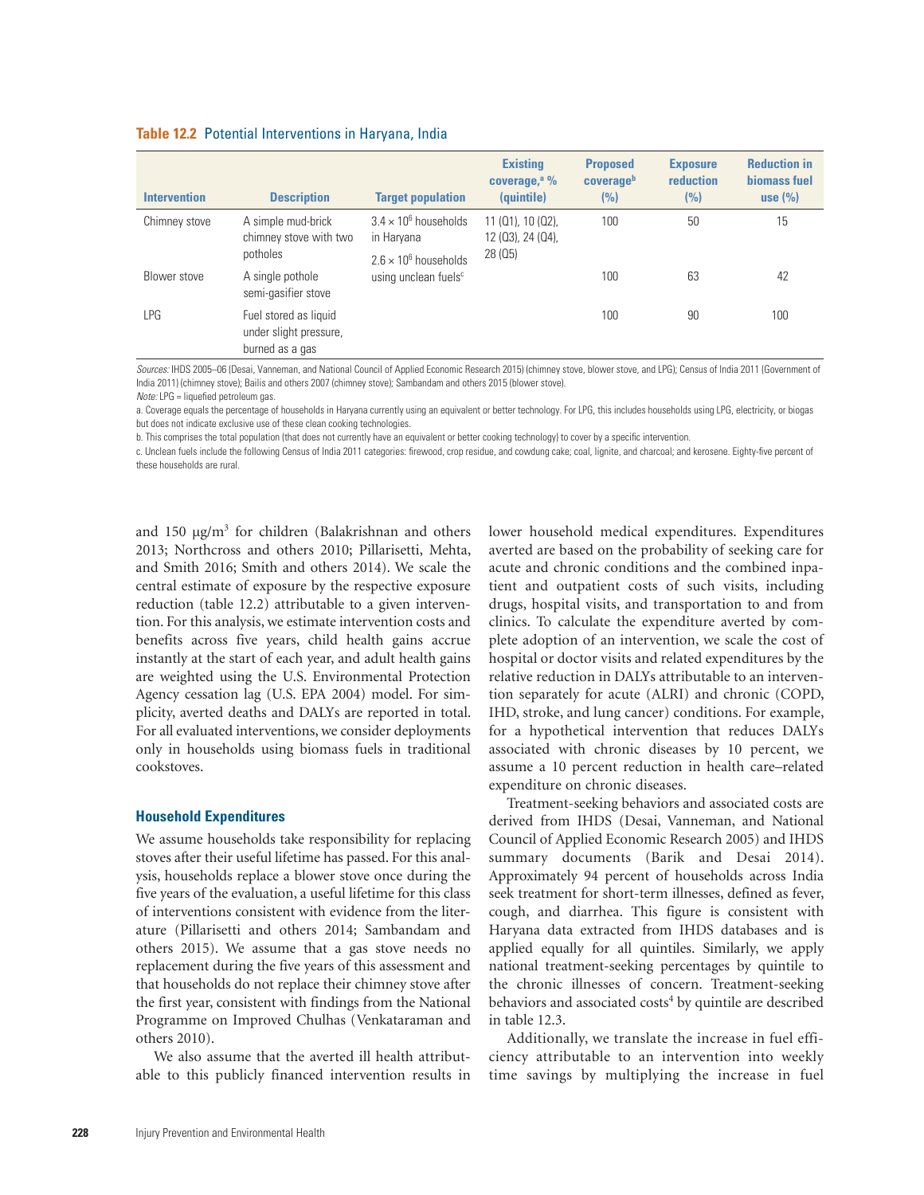**Table 12.2** Potential Interventions in Haryana, India

| Intervention | Description | Target population | Existing coverage,[a] % (quintile) | Proposed coverage[b] (%) | Exposure reduction (%) | Reduction in biomass fuel use (%) |
|---|---|---|---|---|---|---|
| Chimney stove | A simple mud-brick chimney stove with two potholes | $3.4 \times 10^6$ households in Haryana; $2.6 \times 10^6$ households using unclean fuels[c] | 11 (Q1), 10 (Q2), 12 (Q3), 24 (Q4), 28 (Q5) | 100 | 50 | 15 |
| Blower stove | A single pothole semi-gasifier stove | | | 100 | 63 | 42 |
| LPG | Fuel stored as liquid under slight pressure, burned as a gas | | | 100 | 90 | 100 |

*Sources:* IHDS 2005–06 (Desai, Vanneman, and National Council of Applied Economic Research 2015) (chimney stove, blower stove, and LPG); Census of India 2011 (Government of India 2011) (chimney stove); Bailis and others 2007 (chimney stove); Sambandam and others 2015 (blower stove).

*Note:* LPG = liquefied petroleum gas.

a. Coverage equals the percentage of households in Haryana currently using an equivalent or better technology. For LPG, this includes households using LPG, electricity, or biogas but does not indicate exclusive use of these clean cooking technologies.

b. This comprises the total population (that does not currently have an equivalent or better cooking technology) to cover by a specific intervention.

c. Unclean fuels include the following Census of India 2011 categories: firewood, crop residue, and cowdung cake; coal, lignite, and charcoal; and kerosene. Eighty-five percent of these households are rural.

and 150 μg/m$^3$ for children (Balakrishnan and others 2013; Northcross and others 2010; Pillarisetti, Mehta, and Smith 2016; Smith and others 2014). We scale the central estimate of exposure by the respective exposure reduction (table 12.2) attributable to a given intervention. For this analysis, we estimate intervention costs and benefits across five years, child health gains accrue instantly at the start of each year, and adult health gains are weighted using the U.S. Environmental Protection Agency cessation lag (U.S. EPA 2004) model. For simplicity, averted deaths and DALYs are reported in total. For all evaluated interventions, we consider deployments only in households using biomass fuels in traditional cookstoves.

### Household Expenditures

We assume households take responsibility for replacing stoves after their useful lifetime has passed. For this analysis, households replace a blower stove once during the five years of the evaluation, a useful lifetime for this class of interventions consistent with evidence from the literature (Pillarisetti and others 2014; Sambandam and others 2015). We assume that a gas stove needs no replacement during the five years of this assessment and that households do not replace their chimney stove after the first year, consistent with findings from the National Programme on Improved Chulhas (Venkataraman and others 2010).

We also assume that the averted ill health attributable to this publicly financed intervention results in lower household medical expenditures. Expenditures averted are based on the probability of seeking care for acute and chronic conditions and the combined inpatient and outpatient costs of such visits, including drugs, hospital visits, and transportation to and from clinics. To calculate the expenditure averted by complete adoption of an intervention, we scale the cost of hospital or doctor visits and related expenditures by the relative reduction in DALYs attributable to an intervention separately for acute (ALRI) and chronic (COPD, IHD, stroke, and lung cancer) conditions. For example, for a hypothetical intervention that reduces DALYs associated with chronic diseases by 10 percent, we assume a 10 percent reduction in health care–related expenditure on chronic diseases.

Treatment-seeking behaviors and associated costs are derived from IHDS (Desai, Vanneman, and National Council of Applied Economic Research 2005) and IHDS summary documents (Barik and Desai 2014). Approximately 94 percent of households across India seek treatment for short-term illnesses, defined as fever, cough, and diarrhea. This figure is consistent with Haryana data extracted from IHDS databases and is applied equally for all quintiles. Similarly, we apply national treatment-seeking percentages by quintile to the chronic illnesses of concern. Treatment-seeking behaviors and associated costs[4] by quintile are described in table 12.3.

Additionally, we translate the increase in fuel efficiency attributable to an intervention into weekly time savings by multiplying the increase in fuel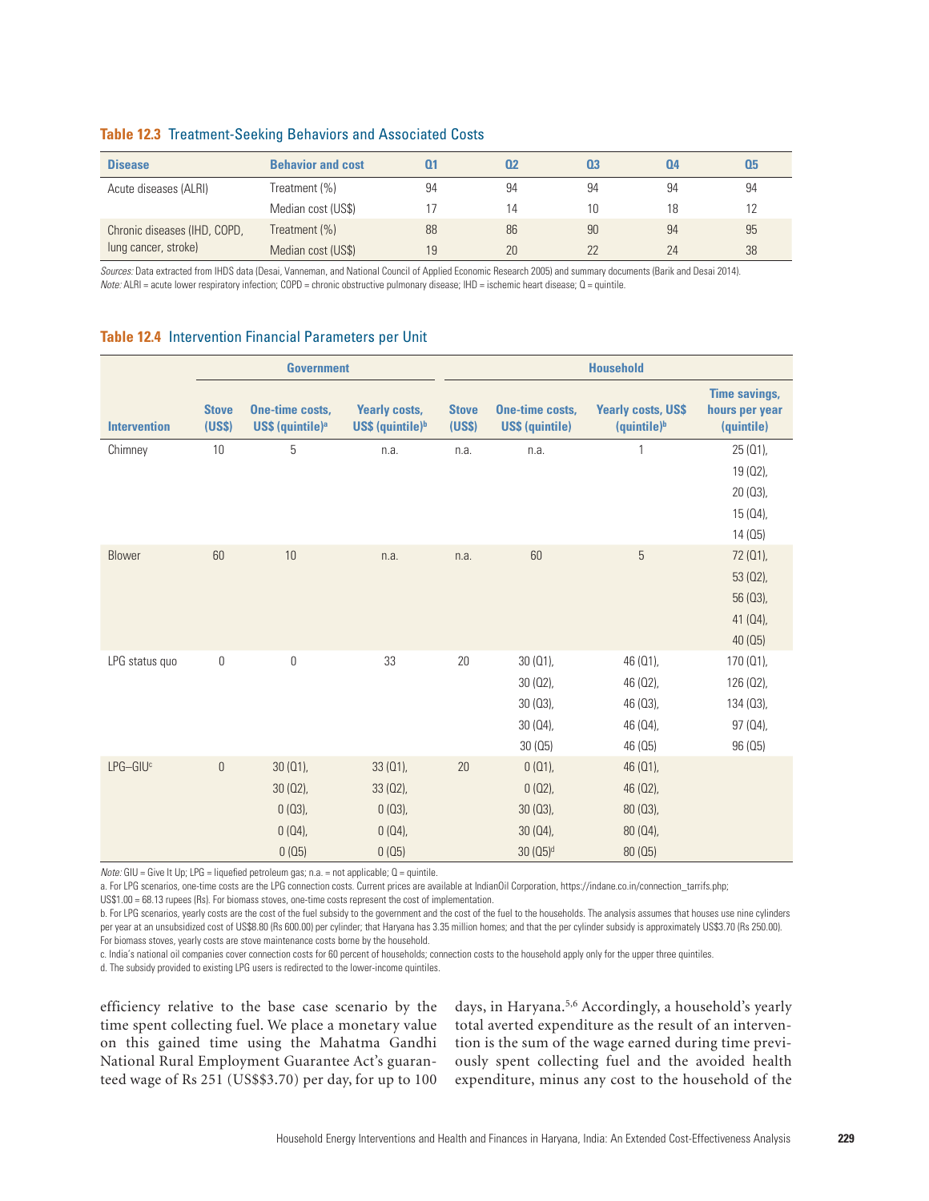**Table 12.3** Treatment-Seeking Behaviors and Associated Costs

| Disease | Behavior and cost | Q1 | Q2 | Q3 | Q4 | Q5 |
|---|---|---|---|---|---|---|
| Acute diseases (ALRI) | Treatment (%) | 94 | 94 | 94 | 94 | 94 |
| | Median cost (US$) | 17 | 14 | 10 | 18 | 12 |
| Chronic diseases (IHD, COPD, lung cancer, stroke) | Treatment (%) | 88 | 86 | 90 | 94 | 95 |
| | Median cost (US$) | 19 | 20 | 22 | 24 | 38 |

*Sources:* Data extracted from IHDS data (Desai, Vanneman, and National Council of Applied Economic Research 2005) and summary documents (Barik and Desai 2014).
*Note:* ALRI = acute lower respiratory infection; COPD = chronic obstructive pulmonary disease; IHD = ischemic heart disease; Q = quintile.

**Table 12.4** Intervention Financial Parameters per Unit

| | Government | | | Household | | | |
|---|---|---|---|---|---|---|---|
| Intervention | Stove (US$) | One-time costs, US$ (quintile)[a] | Yearly costs, US$ (quintile)[b] | Stove (US$) | One-time costs, US$ (quintile) | Yearly costs, US$ (quintile)[b] | Time savings, hours per year (quintile) |
| Chimney | 10 | 5 | n.a. | n.a. | n.a. | 1 | 25 (Q1), 19 (Q2), 20 (Q3), 15 (Q4), 14 (Q5) |
| Blower | 60 | 10 | n.a. | n.a. | 60 | 5 | 72 (Q1), 53 (Q2), 56 (Q3), 41 (Q4), 40 (Q5) |
| LPG status quo | 0 | 0 | 33 | 20 | 30 (Q1), 30 (Q2), 30 (Q3), 30 (Q4), 30 (Q5) | 46 (Q1), 46 (Q2), 46 (Q3), 46 (Q4), 46 (Q5) | 170 (Q1), 126 (Q2), 134 (Q3), 97 (Q4), 96 (Q5) |
| LPG–GIU[c] | 0 | 30 (Q1), 30 (Q2), 0 (Q3), 0 (Q4), 0 (Q5) | 33 (Q1), 33 (Q2), 0 (Q3), 0 (Q4), 0 (Q5) | 20 | 0 (Q1), 0 (Q2), 30 (Q3), 30 (Q4), 30 (Q5)[d] | 46 (Q1), 46 (Q2), 80 (Q3), 80 (Q4), 80 (Q5) | |

*Note:* GIU = Give It Up; LPG = liquefied petroleum gas; n.a. = not applicable; Q = quintile.
a. For LPG scenarios, one-time costs are the LPG connection costs. Current prices are available at IndianOil Corporation, https://indane.co.in/connection_tarrifs.php; US$1.00 = 68.13 rupees (Rs). For biomass stoves, one-time costs represent the cost of implementation.
b. For LPG scenarios, yearly costs are the cost of the fuel subsidy to the government and the cost of the fuel to the households. The analysis assumes that houses use nine cylinders per year at an unsubsidized cost of US$8.80 (Rs 600.00) per cylinder; that Haryana has 3.35 million homes; and that the per cylinder subsidy is approximately US$3.70 (Rs 250.00). For biomass stoves, yearly costs are stove maintenance costs borne by the household.
c. India's national oil companies cover connection costs for 60 percent of households; connection costs to the household apply only for the upper three quintiles.
d. The subsidy provided to existing LPG users is redirected to the lower-income quintiles.

efficiency relative to the base case scenario by the time spent collecting fuel. We place a monetary value on this gained time using the Mahatma Gandhi National Rural Employment Guarantee Act's guaranteed wage of Rs 251 (US$$3.70) per day, for up to 100 days, in Haryana.[5,6] Accordingly, a household's yearly total averted expenditure as the result of an intervention is the sum of the wage earned during time previously spent collecting fuel and the avoided health expenditure, minus any cost to the household of the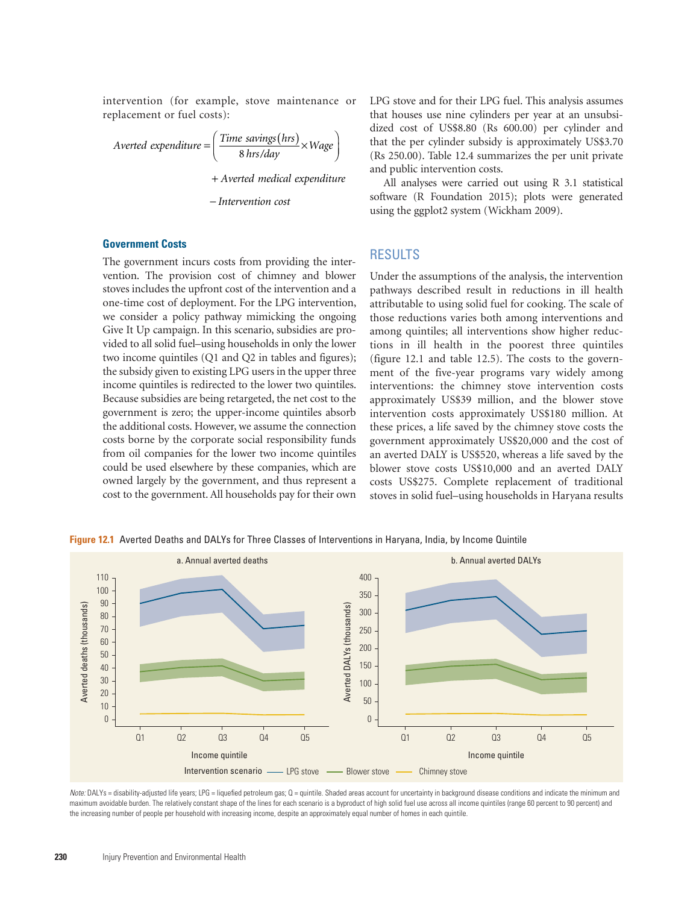intervention (for example, stove maintenance or replacement or fuel costs):

$$Averted\ expenditure = \left( \frac{Time\ savings(hrs)}{8\ hrs/day} \times Wage \right) + Averted\ medical\ expenditure - Intervention\ cost$$

### Government Costs

The government incurs costs from providing the intervention. The provision cost of chimney and blower stoves includes the upfront cost of the intervention and a one-time cost of deployment. For the LPG intervention, we consider a policy pathway mimicking the ongoing Give It Up campaign. In this scenario, subsidies are provided to all solid fuel–using households in only the lower two income quintiles (Q1 and Q2 in tables and figures); the subsidy given to existing LPG users in the upper three income quintiles is redirected to the lower two quintiles. Because subsidies are being retargeted, the net cost to the government is zero; the upper-income quintiles absorb the additional costs. However, we assume the connection costs borne by the corporate social responsibility funds from oil companies for the lower two income quintiles could be used elsewhere by these companies, which are owned largely by the government, and thus represent a cost to the government. All households pay for their own LPG stove and for their LPG fuel. This analysis assumes that houses use nine cylinders per year at an unsubsidized cost of US$8.80 (Rs 600.00) per cylinder and that the per cylinder subsidy is approximately US$3.70 (Rs 250.00). Table 12.4 summarizes the per unit private and public intervention costs.

All analyses were carried out using R 3.1 statistical software (R Foundation 2015); plots were generated using the ggplot2 system (Wickham 2009).

## RESULTS

Under the assumptions of the analysis, the intervention pathways described result in reductions in ill health attributable to using solid fuel for cooking. The scale of those reductions varies both among interventions and among quintiles; all interventions show higher reductions in ill health in the poorest three quintiles (figure 12.1 and table 12.5). The costs to the government of the five-year programs vary widely among interventions: the chimney stove intervention costs approximately US$39 million, and the blower stove intervention costs approximately US$180 million. At these prices, a life saved by the chimney stove costs the government approximately US$20,000 and the cost of an averted DALY is US$520, whereas a life saved by the blower stove costs US$10,000 and an averted DALY costs US$275. Complete replacement of traditional stoves in solid fuel–using households in Haryana results

**Figure 12.1** Averted Deaths and DALYs for Three Classes of Interventions in Haryana, India, by Income Quintile

*Note:* DALYs = disability-adjusted life years; LPG = liquefied petroleum gas; Q = quintile. Shaded areas account for uncertainty in background disease conditions and indicate the minimum and maximum avoidable burden. The relatively constant shape of the lines for each scenario is a byproduct of high solid fuel use across all income quintiles (range 60 percent to 90 percent) and the increasing number of people per household with increasing income, despite an approximately equal number of homes in each quintile.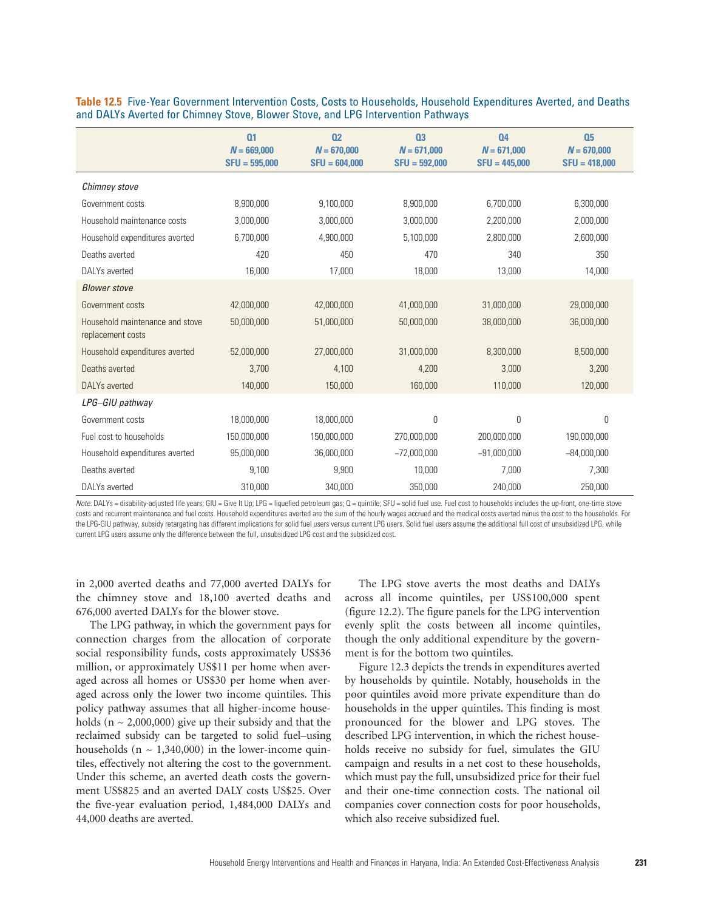**Table 12.5** Five-Year Government Intervention Costs, Costs to Households, Household Expenditures Averted, and Deaths and DALYs Averted for Chimney Stove, Blower Stove, and LPG Intervention Pathways

| | Q1 $N$ = 669,000 SFU = 595,000 | Q2 $N$ = 670,000 SFU = 604,000 | Q3 $N$ = 671,000 SFU = 592,000 | Q4 $N$ = 671,000 SFU = 445,000 | Q5 $N$ = 670,000 SFU = 418,000 |
|---|---|---|---|---|---|
| *Chimney stove* | | | | | |
| Government costs | 8,900,000 | 9,100,000 | 8,900,000 | 6,700,000 | 6,300,000 |
| Household maintenance costs | 3,000,000 | 3,000,000 | 3,000,000 | 2,200,000 | 2,000,000 |
| Household expenditures averted | 6,700,000 | 4,900,000 | 5,100,000 | 2,800,000 | 2,600,000 |
| Deaths averted | 420 | 450 | 470 | 340 | 350 |
| DALYs averted | 16,000 | 17,000 | 18,000 | 13,000 | 14,000 |
| *Blower stove* | | | | | |
| Government costs | 42,000,000 | 42,000,000 | 41,000,000 | 31,000,000 | 29,000,000 |
| Household maintenance and stove replacement costs | 50,000,000 | 51,000,000 | 50,000,000 | 38,000,000 | 36,000,000 |
| Household expenditures averted | 52,000,000 | 27,000,000 | 31,000,000 | 8,300,000 | 8,500,000 |
| Deaths averted | 3,700 | 4,100 | 4,200 | 3,000 | 3,200 |
| DALYs averted | 140,000 | 150,000 | 160,000 | 110,000 | 120,000 |
| *LPG–GIU pathway* | | | | | |
| Government costs | 18,000,000 | 18,000,000 | 0 | 0 | 0 |
| Fuel cost to households | 150,000,000 | 150,000,000 | 270,000,000 | 200,000,000 | 190,000,000 |
| Household expenditures averted | 95,000,000 | 36,000,000 | −72,000,000 | −91,000,000 | −84,000,000 |
| Deaths averted | 9,100 | 9,900 | 10,000 | 7,000 | 7,300 |
| DALYs averted | 310,000 | 340,000 | 350,000 | 240,000 | 250,000 |

*Note:* DALYs = disability-adjusted life years; GIU = Give It Up; LPG = liquefied petroleum gas; Q = quintile; SFU = solid fuel use. Fuel cost to households includes the up-front, one-time stove costs and recurrent maintenance and fuel costs. Household expenditures averted are the sum of the hourly wages accrued and the medical costs averted minus the cost to the households. For the LPG-GIU pathway, subsidy retargeting has different implications for solid fuel users versus current LPG users. Solid fuel users assume the additional full cost of unsubsidized LPG, while current LPG users assume only the difference between the full, unsubsidized LPG cost and the subsidized cost.

in 2,000 averted deaths and 77,000 averted DALYs for the chimney stove and 18,100 averted deaths and 676,000 averted DALYs for the blower stove.

The LPG pathway, in which the government pays for connection charges from the allocation of corporate social responsibility funds, costs approximately US$36 million, or approximately US$11 per home when averaged across all homes or US$30 per home when averaged across only the lower two income quintiles. This policy pathway assumes that all higher-income households (n ~ 2,000,000) give up their subsidy and that the reclaimed subsidy can be targeted to solid fuel–using households (n ~ 1,340,000) in the lower-income quintiles, effectively not altering the cost to the government. Under this scheme, an averted death costs the government US$825 and an averted DALY costs US$25. Over the five-year evaluation period, 1,484,000 DALYs and 44,000 deaths are averted.

The LPG stove averts the most deaths and DALYs across all income quintiles, per US$100,000 spent (figure 12.2). The figure panels for the LPG intervention evenly split the costs between all income quintiles, though the only additional expenditure by the government is for the bottom two quintiles.

Figure 12.3 depicts the trends in expenditures averted by households by quintile. Notably, households in the poor quintiles avoid more private expenditure than do households in the upper quintiles. This finding is most pronounced for the blower and LPG stoves. The described LPG intervention, in which the richest households receive no subsidy for fuel, simulates the GIU campaign and results in a net cost to these households, which must pay the full, unsubsidized price for their fuel and their one-time connection costs. The national oil companies cover connection costs for poor households, which also receive subsidized fuel.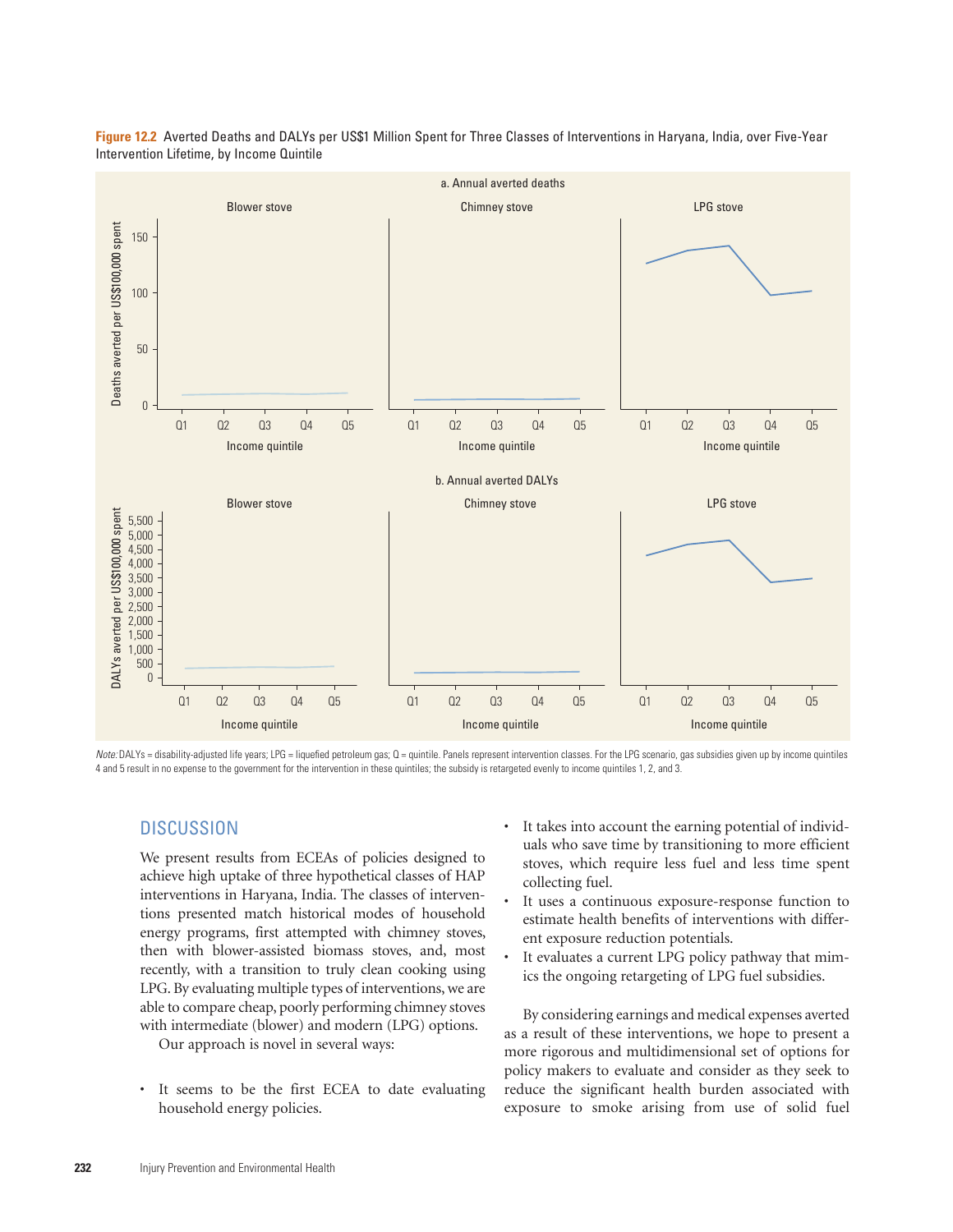**Figure 12.2** Averted Deaths and DALYs per US$1 Million Spent for Three Classes of Interventions in Haryana, India, over Five-Year Intervention Lifetime, by Income Quintile

*Note:* DALYs = disability-adjusted life years; LPG = liquefied petroleum gas; Q = quintile. Panels represent intervention classes. For the LPG scenario, gas subsidies given up by income quintiles 4 and 5 result in no expense to the government for the intervention in these quintiles; the subsidy is retargeted evenly to income quintiles 1, 2, and 3.

## DISCUSSION

We present results from ECEAs of policies designed to achieve high uptake of three hypothetical classes of HAP interventions in Haryana, India. The classes of interventions presented match historical modes of household energy programs, first attempted with chimney stoves, then with blower-assisted biomass stoves, and, most recently, with a transition to truly clean cooking using LPG. By evaluating multiple types of interventions, we are able to compare cheap, poorly performing chimney stoves with intermediate (blower) and modern (LPG) options.

Our approach is novel in several ways:

- It seems to be the first ECEA to date evaluating household energy policies.
- It takes into account the earning potential of individuals who save time by transitioning to more efficient stoves, which require less fuel and less time spent collecting fuel.
- It uses a continuous exposure-response function to estimate health benefits of interventions with different exposure reduction potentials.
- It evaluates a current LPG policy pathway that mimics the ongoing retargeting of LPG fuel subsidies.

By considering earnings and medical expenses averted as a result of these interventions, we hope to present a more rigorous and multidimensional set of options for policy makers to evaluate and consider as they seek to reduce the significant health burden associated with exposure to smoke arising from use of solid fuel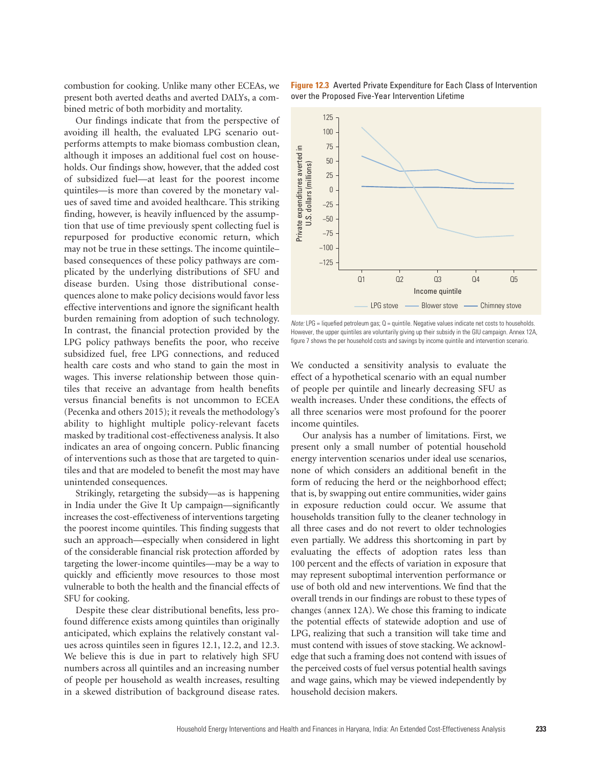combustion for cooking. Unlike many other ECEAs, we present both averted deaths and averted DALYs, a combined metric of both morbidity and mortality.

Our findings indicate that from the perspective of avoiding ill health, the evaluated LPG scenario outperforms attempts to make biomass combustion clean, although it imposes an additional fuel cost on households. Our findings show, however, that the added cost of subsidized fuel—at least for the poorest income quintiles—is more than covered by the monetary values of saved time and avoided healthcare. This striking finding, however, is heavily influenced by the assumption that use of time previously spent collecting fuel is repurposed for productive economic return, which may not be true in these settings. The income quintile–based consequences of these policy pathways are complicated by the underlying distributions of SFU and disease burden. Using those distributional consequences alone to make policy decisions would favor less effective interventions and ignore the significant health burden remaining from adoption of such technology. In contrast, the financial protection provided by the LPG policy pathways benefits the poor, who receive subsidized fuel, free LPG connections, and reduced health care costs and who stand to gain the most in wages. This inverse relationship between those quintiles that receive an advantage from health benefits versus financial benefits is not uncommon to ECEA (Pecenka and others 2015); it reveals the methodology's ability to highlight multiple policy-relevant facets masked by traditional cost-effectiveness analysis. It also indicates an area of ongoing concern. Public financing of interventions such as those that are targeted to quintiles and that are modeled to benefit the most may have unintended consequences.

Strikingly, retargeting the subsidy—as is happening in India under the Give It Up campaign—significantly increases the cost-effectiveness of interventions targeting the poorest income quintiles. This finding suggests that such an approach—especially when considered in light of the considerable financial risk protection afforded by targeting the lower-income quintiles—may be a way to quickly and efficiently move resources to those most vulnerable to both the health and the financial effects of SFU for cooking.

Despite these clear distributional benefits, less profound difference exists among quintiles than originally anticipated, which explains the relatively constant values across quintiles seen in figures 12.1, 12.2, and 12.3. We believe this is due in part to relatively high SFU numbers across all quintiles and an increasing number of people per household as wealth increases, resulting in a skewed distribution of background disease rates.

**Figure 12.3** Averted Private Expenditure for Each Class of Intervention over the Proposed Five-Year Intervention Lifetime

*Note:* LPG = liquefied petroleum gas; Q = quintile. Negative values indicate net costs to households. However, the upper quintiles are voluntarily giving up their subsidy in the GIU campaign. Annex 12A, figure 7 shows the per household costs and savings by income quintile and intervention scenario.

We conducted a sensitivity analysis to evaluate the effect of a hypothetical scenario with an equal number of people per quintile and linearly decreasing SFU as wealth increases. Under these conditions, the effects of all three scenarios were most profound for the poorer income quintiles.

Our analysis has a number of limitations. First, we present only a small number of potential household energy intervention scenarios under ideal use scenarios, none of which considers an additional benefit in the form of reducing the herd or the neighborhood effect; that is, by swapping out entire communities, wider gains in exposure reduction could occur. We assume that households transition fully to the cleaner technology in all three cases and do not revert to older technologies even partially. We address this shortcoming in part by evaluating the effects of adoption rates less than 100 percent and the effects of variation in exposure that may represent suboptimal intervention performance or use of both old and new interventions. We find that the overall trends in our findings are robust to these types of changes (annex 12A). We chose this framing to indicate the potential effects of statewide adoption and use of LPG, realizing that such a transition will take time and must contend with issues of stove stacking. We acknowledge that such a framing does not contend with issues of the perceived costs of fuel versus potential health savings and wage gains, which may be viewed independently by household decision makers.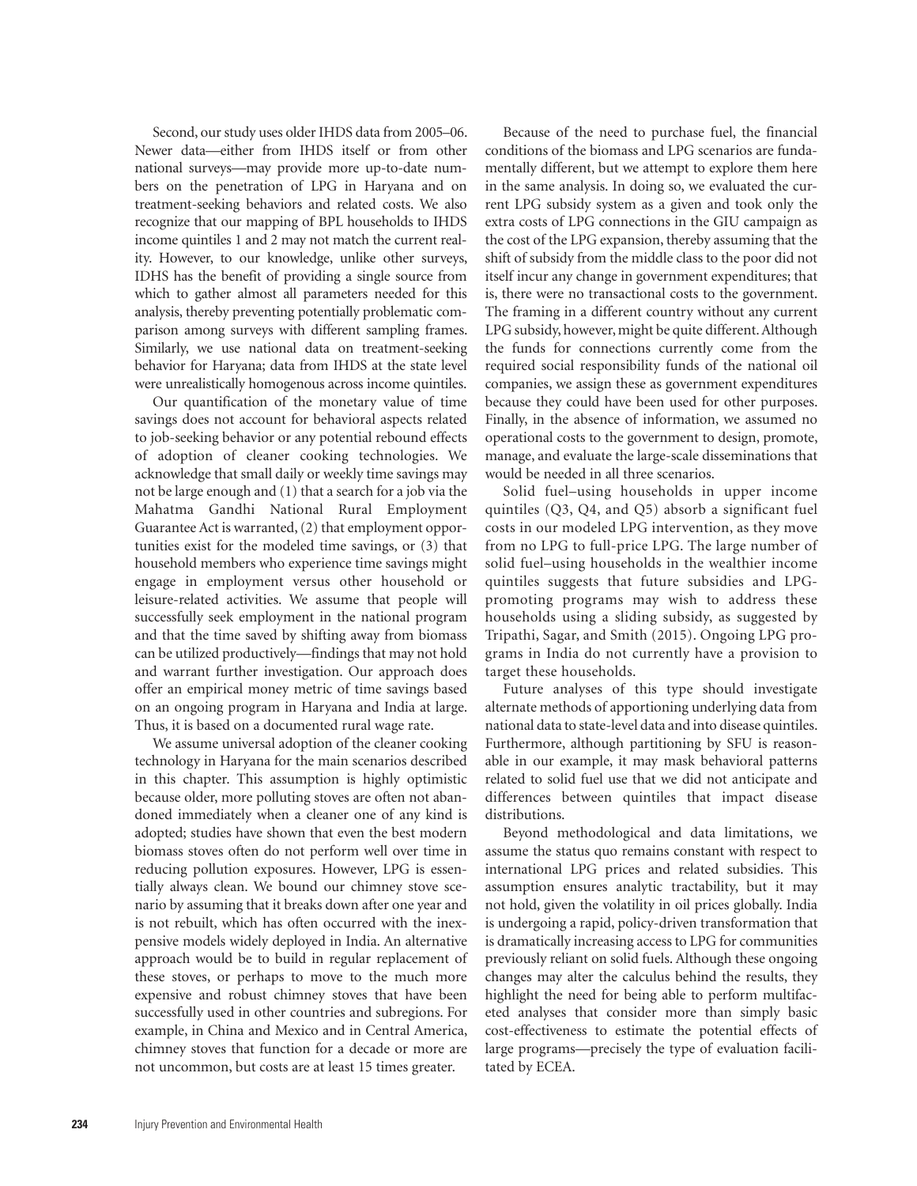Second, our study uses older IHDS data from 2005–06. Newer data—either from IHDS itself or from other national surveys—may provide more up-to-date numbers on the penetration of LPG in Haryana and on treatment-seeking behaviors and related costs. We also recognize that our mapping of BPL households to IHDS income quintiles 1 and 2 may not match the current reality. However, to our knowledge, unlike other surveys, IDHS has the benefit of providing a single source from which to gather almost all parameters needed for this analysis, thereby preventing potentially problematic comparison among surveys with different sampling frames. Similarly, we use national data on treatment-seeking behavior for Haryana; data from IHDS at the state level were unrealistically homogenous across income quintiles.

Our quantification of the monetary value of time savings does not account for behavioral aspects related to job-seeking behavior or any potential rebound effects of adoption of cleaner cooking technologies. We acknowledge that small daily or weekly time savings may not be large enough and (1) that a search for a job via the Mahatma Gandhi National Rural Employment Guarantee Act is warranted, (2) that employment opportunities exist for the modeled time savings, or (3) that household members who experience time savings might engage in employment versus other household or leisure-related activities. We assume that people will successfully seek employment in the national program and that the time saved by shifting away from biomass can be utilized productively—findings that may not hold and warrant further investigation. Our approach does offer an empirical money metric of time savings based on an ongoing program in Haryana and India at large. Thus, it is based on a documented rural wage rate.

We assume universal adoption of the cleaner cooking technology in Haryana for the main scenarios described in this chapter. This assumption is highly optimistic because older, more polluting stoves are often not abandoned immediately when a cleaner one of any kind is adopted; studies have shown that even the best modern biomass stoves often do not perform well over time in reducing pollution exposures. However, LPG is essentially always clean. We bound our chimney stove scenario by assuming that it breaks down after one year and is not rebuilt, which has often occurred with the inexpensive models widely deployed in India. An alternative approach would be to build in regular replacement of these stoves, or perhaps to move to the much more expensive and robust chimney stoves that have been successfully used in other countries and subregions. For example, in China and Mexico and in Central America, chimney stoves that function for a decade or more are not uncommon, but costs are at least 15 times greater.

Because of the need to purchase fuel, the financial conditions of the biomass and LPG scenarios are fundamentally different, but we attempt to explore them here in the same analysis. In doing so, we evaluated the current LPG subsidy system as a given and took only the extra costs of LPG connections in the GIU campaign as the cost of the LPG expansion, thereby assuming that the shift of subsidy from the middle class to the poor did not itself incur any change in government expenditures; that is, there were no transactional costs to the government. The framing in a different country without any current LPG subsidy, however, might be quite different. Although the funds for connections currently come from the required social responsibility funds of the national oil companies, we assign these as government expenditures because they could have been used for other purposes. Finally, in the absence of information, we assumed no operational costs to the government to design, promote, manage, and evaluate the large-scale disseminations that would be needed in all three scenarios.

Solid fuel–using households in upper income quintiles (Q3, Q4, and Q5) absorb a significant fuel costs in our modeled LPG intervention, as they move from no LPG to full-price LPG. The large number of solid fuel–using households in the wealthier income quintiles suggests that future subsidies and LPG-promoting programs may wish to address these households using a sliding subsidy, as suggested by Tripathi, Sagar, and Smith (2015). Ongoing LPG programs in India do not currently have a provision to target these households.

Future analyses of this type should investigate alternate methods of apportioning underlying data from national data to state-level data and into disease quintiles. Furthermore, although partitioning by SFU is reasonable in our example, it may mask behavioral patterns related to solid fuel use that we did not anticipate and differences between quintiles that impact disease distributions.

Beyond methodological and data limitations, we assume the status quo remains constant with respect to international LPG prices and related subsidies. This assumption ensures analytic tractability, but it may not hold, given the volatility in oil prices globally. India is undergoing a rapid, policy-driven transformation that is dramatically increasing access to LPG for communities previously reliant on solid fuels. Although these ongoing changes may alter the calculus behind the results, they highlight the need for being able to perform multifaceted analyses that consider more than simply basic cost-effectiveness to estimate the potential effects of large programs—precisely the type of evaluation facilitated by ECEA.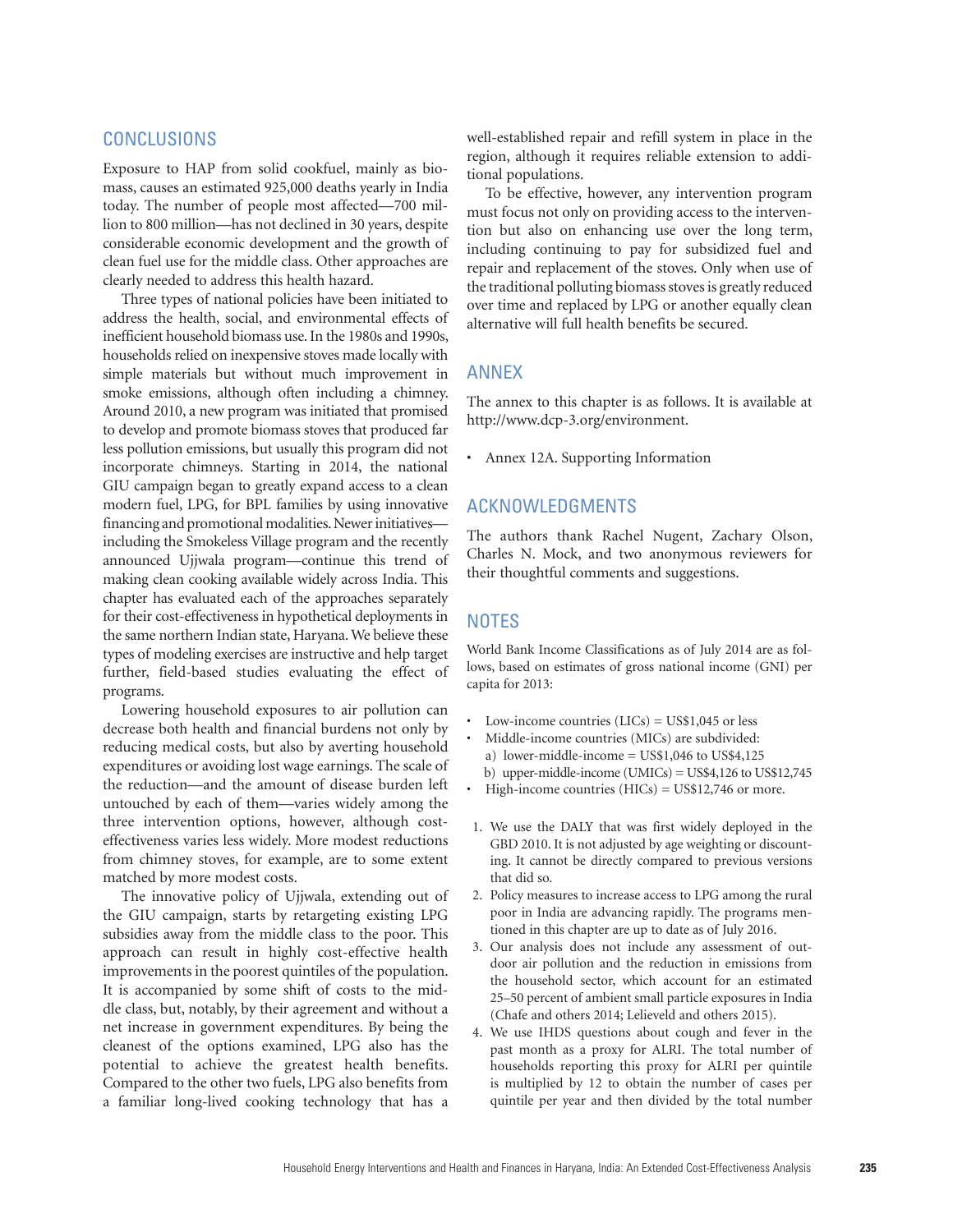## CONCLUSIONS

Exposure to HAP from solid cookfuel, mainly as biomass, causes an estimated 925,000 deaths yearly in India today. The number of people most affected—700 million to 800 million—has not declined in 30 years, despite considerable economic development and the growth of clean fuel use for the middle class. Other approaches are clearly needed to address this health hazard.

Three types of national policies have been initiated to address the health, social, and environmental effects of inefficient household biomass use. In the 1980s and 1990s, households relied on inexpensive stoves made locally with simple materials but without much improvement in smoke emissions, although often including a chimney. Around 2010, a new program was initiated that promised to develop and promote biomass stoves that produced far less pollution emissions, but usually this program did not incorporate chimneys. Starting in 2014, the national GIU campaign began to greatly expand access to a clean modern fuel, LPG, for BPL families by using innovative financing and promotional modalities. Newer initiatives—including the Smokeless Village program and the recently announced Ujjwala program—continue this trend of making clean cooking available widely across India. This chapter has evaluated each of the approaches separately for their cost-effectiveness in hypothetical deployments in the same northern Indian state, Haryana. We believe these types of modeling exercises are instructive and help target further, field-based studies evaluating the effect of programs.

Lowering household exposures to air pollution can decrease both health and financial burdens not only by reducing medical costs, but also by averting household expenditures or avoiding lost wage earnings. The scale of the reduction—and the amount of disease burden left untouched by each of them—varies widely among the three intervention options, however, although cost-effectiveness varies less widely. More modest reductions from chimney stoves, for example, are to some extent matched by more modest costs.

The innovative policy of Ujjwala, extending out of the GIU campaign, starts by retargeting existing LPG subsidies away from the middle class to the poor. This approach can result in highly cost-effective health improvements in the poorest quintiles of the population. It is accompanied by some shift of costs to the middle class, but, notably, by their agreement and without a net increase in government expenditures. By being the cleanest of the options examined, LPG also has the potential to achieve the greatest health benefits. Compared to the other two fuels, LPG also benefits from a familiar long-lived cooking technology that has a well-established repair and refill system in place in the region, although it requires reliable extension to additional populations.

To be effective, however, any intervention program must focus not only on providing access to the intervention but also on enhancing use over the long term, including continuing to pay for subsidized fuel and repair and replacement of the stoves. Only when use of the traditional polluting biomass stoves is greatly reduced over time and replaced by LPG or another equally clean alternative will full health benefits be secured.

## ANNEX

The annex to this chapter is as follows. It is available at http://www.dcp-3.org/environment.

- Annex 12A. Supporting Information

## ACKNOWLEDGMENTS

The authors thank Rachel Nugent, Zachary Olson, Charles N. Mock, and two anonymous reviewers for their thoughtful comments and suggestions.

## NOTES

World Bank Income Classifications as of July 2014 are as follows, based on estimates of gross national income (GNI) per capita for 2013:

- Low-income countries (LICs) = US$1,045 or less
- Middle-income countries (MICs) are subdivided:
  a) lower-middle-income = US$1,046 to US$4,125
  b) upper-middle-income (UMICs) = US$4,126 to US$12,745
- High-income countries (HICs) = US$12,746 or more.

1. We use the DALY that was first widely deployed in the GBD 2010. It is not adjusted by age weighting or discounting. It cannot be directly compared to previous versions that did so.
2. Policy measures to increase access to LPG among the rural poor in India are advancing rapidly. The programs mentioned in this chapter are up to date as of July 2016.
3. Our analysis does not include any assessment of outdoor air pollution and the reduction in emissions from the household sector, which account for an estimated 25–50 percent of ambient small particle exposures in India (Chafe and others 2014; Lelieveld and others 2015).
4. We use IHDS questions about cough and fever in the past month as a proxy for ALRI. The total number of households reporting this proxy for ALRI per quintile is multiplied by 12 to obtain the number of cases per quintile per year and then divided by the total number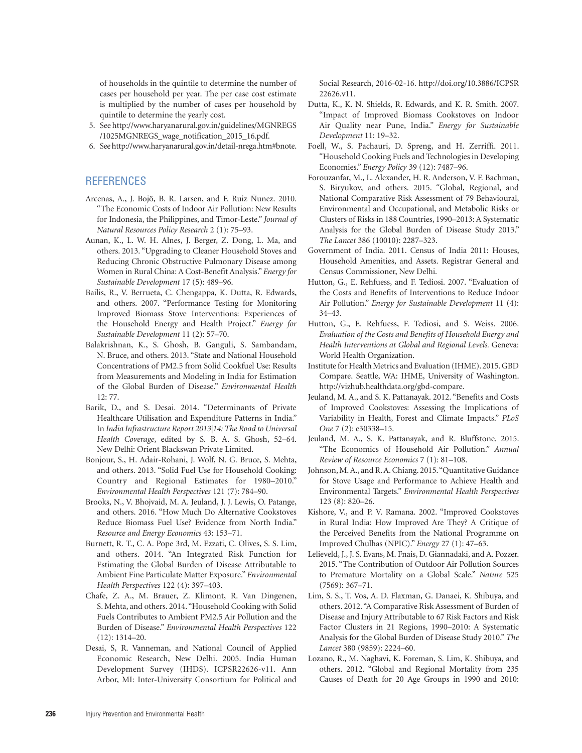of households in the quintile to determine the number of cases per household per year. The per case cost estimate is multiplied by the number of cases per household by quintile to determine the yearly cost.

5. See http://www.haryanarural.gov.in/guidelines/MGNREGS/1025MGNREGS_wage_notification_2015_16.pdf.
6. See http://www.haryanarural.gov.in/detail-nrega.htm#bnote.

## REFERENCES

Arcenas, A., J. Bojö, B. R. Larsen, and F. Ruiz Ñunez. 2010. "The Economic Costs of Indoor Air Pollution: New Results for Indonesia, the Philippines, and Timor-Leste." *Journal of Natural Resources Policy Research* 2 (1): 75–93.

Aunan, K., L. W. H. Alnes, J. Berger, Z. Dong, L. Ma, and others. 2013. "Upgrading to Cleaner Household Stoves and Reducing Chronic Obstructive Pulmonary Disease among Women in Rural China: A Cost-Benefit Analysis." *Energy for Sustainable Development* 17 (5): 489–96.

Bailis, R., V. Berrueta, C. Chengappa, K. Dutta, R. Edwards, and others. 2007. "Performance Testing for Monitoring Improved Biomass Stove Interventions: Experiences of the Household Energy and Health Project." *Energy for Sustainable Development* 11 (2): 57–70.

Balakrishnan, K., S. Ghosh, B. Ganguli, S. Sambandam, N. Bruce, and others. 2013. "State and National Household Concentrations of PM2.5 from Solid Cookfuel Use: Results from Measurements and Modeling in India for Estimation of the Global Burden of Disease." *Environmental Health* 12: 77.

Barik, D., and S. Desai. 2014. "Determinants of Private Healthcare Utilisation and Expenditure Patterns in India." In *India Infrastructure Report 2013|14: The Road to Universal Health Coverage*, edited by S. B. A. S. Ghosh, 52–64. New Delhi: Orient Blackswan Private Limited.

Bonjour, S., H. Adair-Rohani, J. Wolf, N. G. Bruce, S. Mehta, and others. 2013. "Solid Fuel Use for Household Cooking: Country and Regional Estimates for 1980–2010." *Environmental Health Perspectives* 121 (7): 784–90.

Brooks, N., V. Bhojvaid, M. A. Jeuland, J. J. Lewis, O. Patange, and others. 2016. "How Much Do Alternative Cookstoves Reduce Biomass Fuel Use? Evidence from North India." *Resource and Energy Economics* 43: 153–71.

Burnett, R. T., C. A. Pope 3rd, M. Ezzati, C. Olives, S. S. Lim, and others. 2014. "An Integrated Risk Function for Estimating the Global Burden of Disease Attributable to Ambient Fine Particulate Matter Exposure." *Environmental Health Perspectives* 122 (4): 397–403.

Chafe, Z. A., M. Brauer, Z. Klimont, R. Van Dingenen, S. Mehta, and others. 2014. "Household Cooking with Solid Fuels Contributes to Ambient PM2.5 Air Pollution and the Burden of Disease." *Environmental Health Perspectives* 122 (12): 1314–20.

Desai, S, R. Vanneman, and National Council of Applied Economic Research, New Delhi. 2005. India Human Development Survey (IHDS). ICPSR22626-v11. Ann Arbor, MI: Inter-University Consortium for Political and Social Research, 2016-02-16. http://doi.org/10.3886/ICPSR22626.v11.

Dutta, K., K. N. Shields, R. Edwards, and K. R. Smith. 2007. "Impact of Improved Biomass Cookstoves on Indoor Air Quality near Pune, India." *Energy for Sustainable Development* 11: 19–32.

Foell, W., S. Pachauri, D. Spreng, and H. Zerriffi. 2011. "Household Cooking Fuels and Technologies in Developing Economies." *Energy Policy* 39 (12): 7487–96.

Forouzanfar, M., L. Alexander, H. R. Anderson, V. F. Bachman, S. Biryukov, and others. 2015. "Global, Regional, and National Comparative Risk Assessment of 79 Behavioural, Environmental and Occupational, and Metabolic Risks or Clusters of Risks in 188 Countries, 1990–2013: A Systematic Analysis for the Global Burden of Disease Study 2013." *The Lancet* 386 (10010): 2287–323.

Government of India. 2011. Census of India 2011: Houses, Household Amenities, and Assets. Registrar General and Census Commissioner, New Delhi.

Hutton, G., E. Rehfuess, and F. Tediosi. 2007. "Evaluation of the Costs and Benefits of Interventions to Reduce Indoor Air Pollution." *Energy for Sustainable Development* 11 (4): 34–43.

Hutton, G., E. Rehfuess, F. Tediosi, and S. Weiss. 2006. *Evaluation of the Costs and Benefits of Household Energy and Health Interventions at Global and Regional Levels.* Geneva: World Health Organization.

Institute for Health Metrics and Evaluation (IHME). 2015. GBD Compare. Seattle, WA: IHME, University of Washington. http://vizhub.healthdata.org/gbd-compare.

Jeuland, M. A., and S. K. Pattanayak. 2012. "Benefits and Costs of Improved Cookstoves: Assessing the Implications of Variability in Health, Forest and Climate Impacts." *PLoS One* 7 (2): e30338–15.

Jeuland, M. A., S. K. Pattanayak, and R. Bluffstone. 2015. "The Economics of Household Air Pollution." *Annual Review of Resource Economics* 7 (1): 81–108.

Johnson, M. A., and R. A. Chiang. 2015. "Quantitative Guidance for Stove Usage and Performance to Achieve Health and Environmental Targets." *Environmental Health Perspectives* 123 (8): 820–26.

Kishore, V., and P. V. Ramana. 2002. "Improved Cookstoves in Rural India: How Improved Are They? A Critique of the Perceived Benefits from the National Programme on Improved Chulhas (NPIC)." *Energy* 27 (1): 47–63.

Lelieveld, J., J. S. Evans, M. Fnais, D. Giannadaki, and A. Pozzer. 2015. "The Contribution of Outdoor Air Pollution Sources to Premature Mortality on a Global Scale." *Nature* 525 (7569): 367–71.

Lim, S. S., T. Vos, A. D. Flaxman, G. Danaei, K. Shibuya, and others. 2012. "A Comparative Risk Assessment of Burden of Disease and Injury Attributable to 67 Risk Factors and Risk Factor Clusters in 21 Regions, 1990–2010: A Systematic Analysis for the Global Burden of Disease Study 2010." *The Lancet* 380 (9859): 2224–60.

Lozano, R., M. Naghavi, K. Foreman, S. Lim, K. Shibuya, and others. 2012. "Global and Regional Mortality from 235 Causes of Death for 20 Age Groups in 1990 and 2010: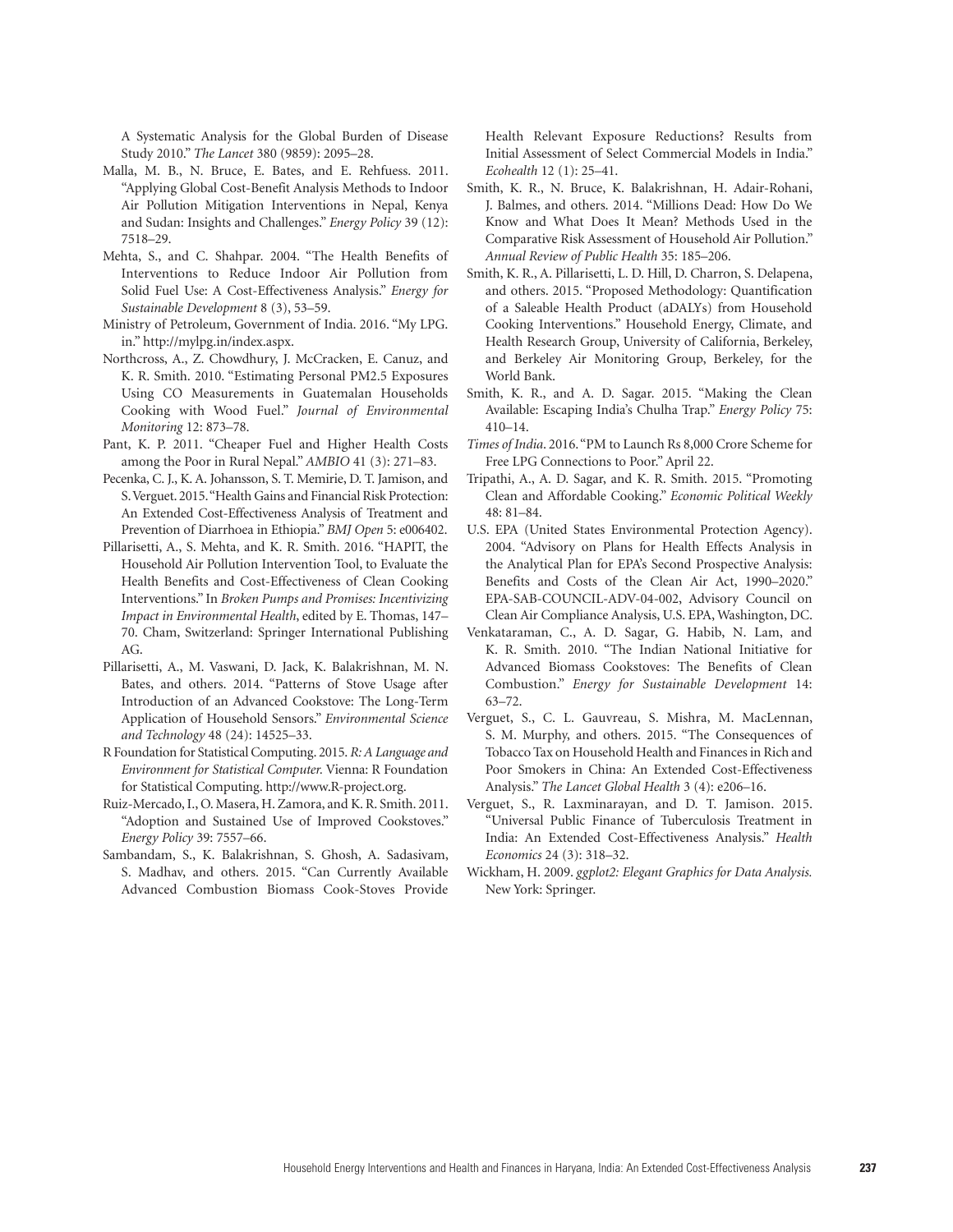A Systematic Analysis for the Global Burden of Disease Study 2010." *The Lancet* 380 (9859): 2095–28.

Malla, M. B., N. Bruce, E. Bates, and E. Rehfuess. 2011. "Applying Global Cost-Benefit Analysis Methods to Indoor Air Pollution Mitigation Interventions in Nepal, Kenya and Sudan: Insights and Challenges." *Energy Policy* 39 (12): 7518–29.

Mehta, S., and C. Shahpar. 2004. "The Health Benefits of Interventions to Reduce Indoor Air Pollution from Solid Fuel Use: A Cost-Effectiveness Analysis." *Energy for Sustainable Development* 8 (3), 53–59.

Ministry of Petroleum, Government of India. 2016. "My LPG. in." http://mylpg.in/index.aspx.

Northcross, A., Z. Chowdhury, J. McCracken, E. Canuz, and K. R. Smith. 2010. "Estimating Personal PM2.5 Exposures Using CO Measurements in Guatemalan Households Cooking with Wood Fuel." *Journal of Environmental Monitoring* 12: 873–78.

Pant, K. P. 2011. "Cheaper Fuel and Higher Health Costs among the Poor in Rural Nepal." *AMBIO* 41 (3): 271–83.

Pecenka, C. J., K. A. Johansson, S. T. Memirie, D. T. Jamison, and S. Verguet. 2015. "Health Gains and Financial Risk Protection: An Extended Cost-Effectiveness Analysis of Treatment and Prevention of Diarrhoea in Ethiopia." *BMJ Open* 5: e006402.

Pillarisetti, A., S. Mehta, and K. R. Smith. 2016. "HAPIT, the Household Air Pollution Intervention Tool, to Evaluate the Health Benefits and Cost-Effectiveness of Clean Cooking Interventions." In *Broken Pumps and Promises: Incentivizing Impact in Environmental Health*, edited by E. Thomas, 147–70. Cham, Switzerland: Springer International Publishing AG.

Pillarisetti, A., M. Vaswani, D. Jack, K. Balakrishnan, M. N. Bates, and others. 2014. "Patterns of Stove Usage after Introduction of an Advanced Cookstove: The Long-Term Application of Household Sensors." *Environmental Science and Technology* 48 (24): 14525–33.

R Foundation for Statistical Computing. 2015. *R: A Language and Environment for Statistical Computer.* Vienna: R Foundation for Statistical Computing. http://www.R-project.org.

Ruiz-Mercado, I., O. Masera, H. Zamora, and K. R. Smith. 2011. "Adoption and Sustained Use of Improved Cookstoves." *Energy Policy* 39: 7557–66.

Sambandam, S., K. Balakrishnan, S. Ghosh, A. Sadasivam, S. Madhav, and others. 2015. "Can Currently Available Advanced Combustion Biomass Cook-Stoves Provide Health Relevant Exposure Reductions? Results from Initial Assessment of Select Commercial Models in India." *Ecohealth* 12 (1): 25–41.

Smith, K. R., N. Bruce, K. Balakrishnan, H. Adair-Rohani, J. Balmes, and others. 2014. "Millions Dead: How Do We Know and What Does It Mean? Methods Used in the Comparative Risk Assessment of Household Air Pollution." *Annual Review of Public Health* 35: 185–206.

Smith, K. R., A. Pillarisetti, L. D. Hill, D. Charron, S. Delapena, and others. 2015. "Proposed Methodology: Quantification of a Saleable Health Product (aDALYs) from Household Cooking Interventions." Household Energy, Climate, and Health Research Group, University of California, Berkeley, and Berkeley Air Monitoring Group, Berkeley, for the World Bank.

Smith, K. R., and A. D. Sagar. 2015. "Making the Clean Available: Escaping India's Chulha Trap." *Energy Policy* 75: 410–14.

*Times of India*. 2016. "PM to Launch Rs 8,000 Crore Scheme for Free LPG Connections to Poor." April 22.

Tripathi, A., A. D. Sagar, and K. R. Smith. 2015. "Promoting Clean and Affordable Cooking." *Economic Political Weekly* 48: 81–84.

U.S. EPA (United States Environmental Protection Agency). 2004. "Advisory on Plans for Health Effects Analysis in the Analytical Plan for EPA's Second Prospective Analysis: Benefits and Costs of the Clean Air Act, 1990–2020." EPA-SAB-COUNCIL-ADV-04-002, Advisory Council on Clean Air Compliance Analysis, U.S. EPA, Washington, DC.

Venkataraman, C., A. D. Sagar, G. Habib, N. Lam, and K. R. Smith. 2010. "The Indian National Initiative for Advanced Biomass Cookstoves: The Benefits of Clean Combustion." *Energy for Sustainable Development* 14: 63–72.

Verguet, S., C. L. Gauvreau, S. Mishra, M. MacLennan, S. M. Murphy, and others. 2015. "The Consequences of Tobacco Tax on Household Health and Finances in Rich and Poor Smokers in China: An Extended Cost-Effectiveness Analysis." *The Lancet Global Health* 3 (4): e206–16.

Verguet, S., R. Laxminarayan, and D. T. Jamison. 2015. "Universal Public Finance of Tuberculosis Treatment in India: An Extended Cost-Effectiveness Analysis." *Health Economics* 24 (3): 318–32.

Wickham, H. 2009. *ggplot2: Elegant Graphics for Data Analysis.* New York: Springer.